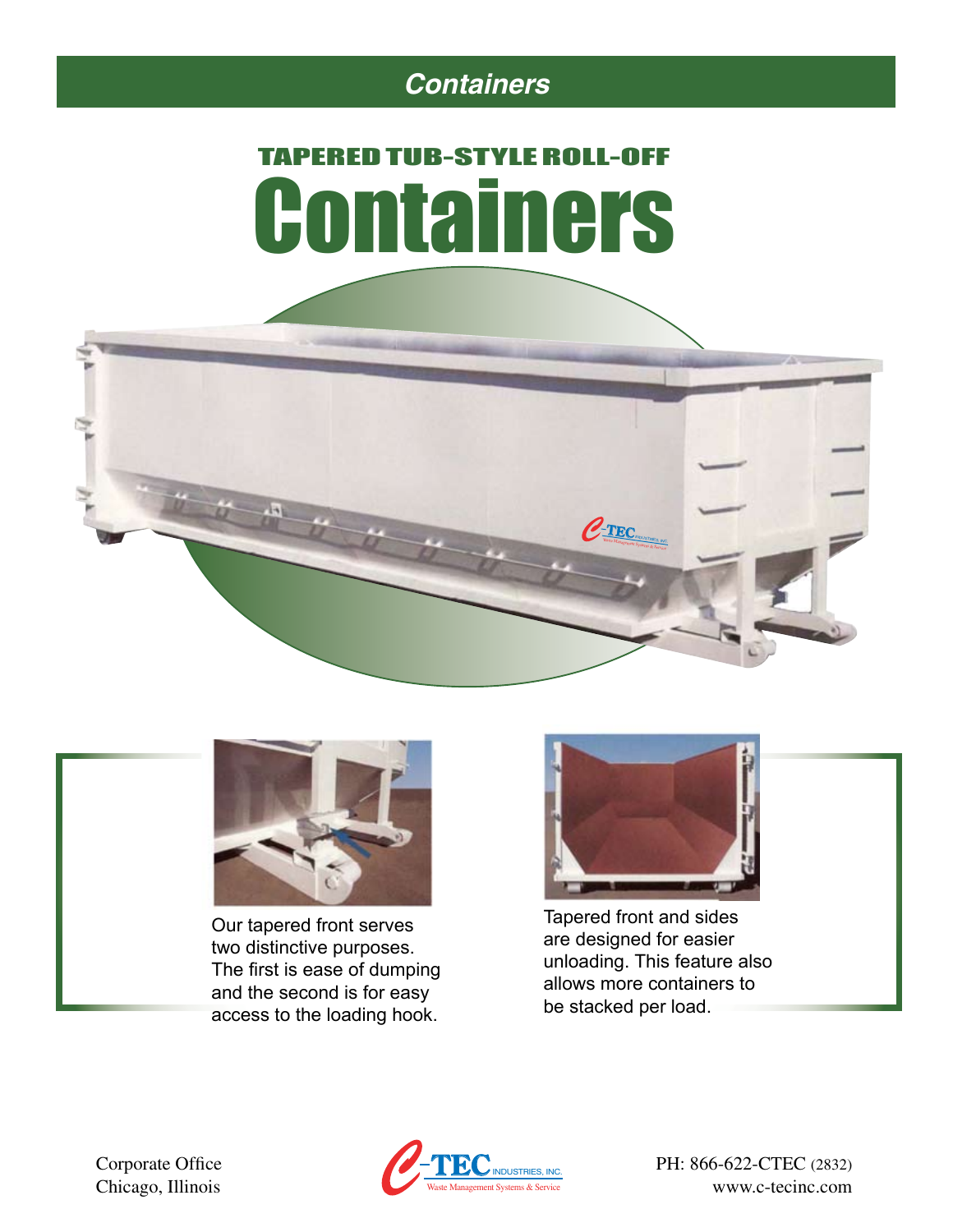## Containers

# TAPERED TUB-STYLE ROLL-OFF Containers

Our tapered front serves two distinctive purposes. The first is ease of dumping and the second is for easy access to the loading hook.

Tapered front and sides are designed for easier unloading. This feature also allows more containers to be stacked per load.

Corporate Office
Chicago, Illinois

C-TEC INDUSTRIES, INC.
Waste Management Systems & Service

PH: 866-622-CTEC (2832)
www.c-tecinc.com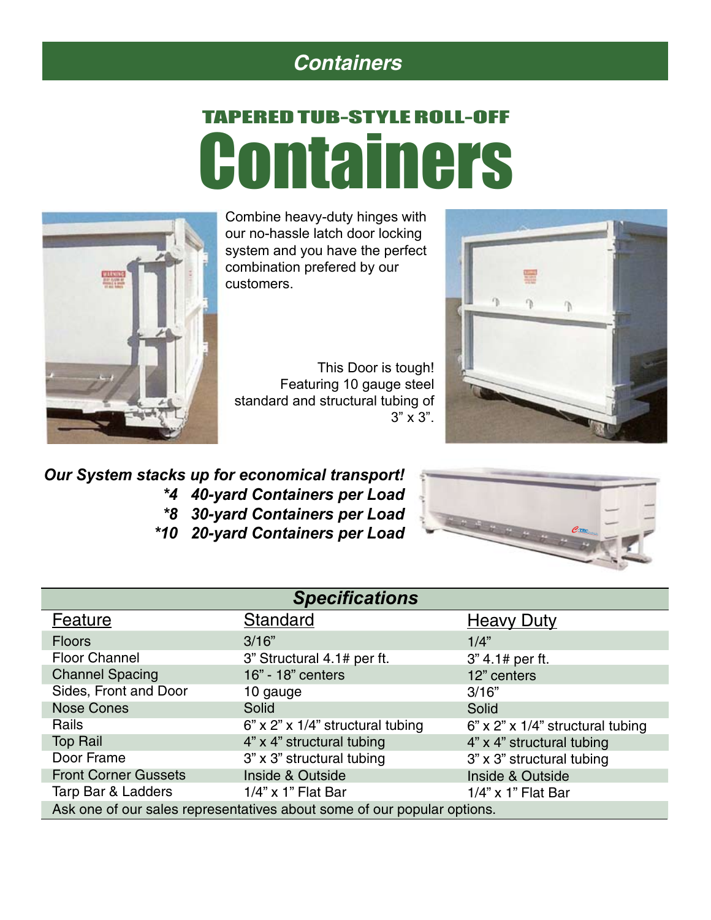## Containers

# TAPERED TUB-STYLE ROLL-OFF Containers

Combine heavy-duty hinges with our no-hassle latch door locking system and you have the perfect combination prefered by our customers.

This Door is tough! Featuring 10 gauge steel standard and structural tubing of 3" x 3".

***Our System stacks up for economical transport!***

***\*4 40-yard Containers per Load***

***\*8 30-yard Containers per Load***

***\*10 20-yard Containers per Load***

### *Specifications*

| Feature | Standard | Heavy Duty |
|---|---|---|
| Floors | 3/16" | 1/4" |
| Floor Channel | 3" Structural 4.1# per ft. | 3" 4.1# per ft. |
| Channel Spacing | 16" - 18" centers | 12" centers |
| Sides, Front and Door | 10 gauge | 3/16" |
| Nose Cones | Solid | Solid |
| Rails | 6" x 2" x 1/4" structural tubing | 6" x 2" x 1/4" structural tubing |
| Top Rail | 4" x 4" structural tubing | 4" x 4" structural tubing |
| Door Frame | 3" x 3" structural tubing | 3" x 3" structural tubing |
| Front Corner Gussets | Inside & Outside | Inside & Outside |
| Tarp Bar & Ladders | 1/4" x 1" Flat Bar | 1/4" x 1" Flat Bar |

Ask one of our sales representatives about some of our popular options.